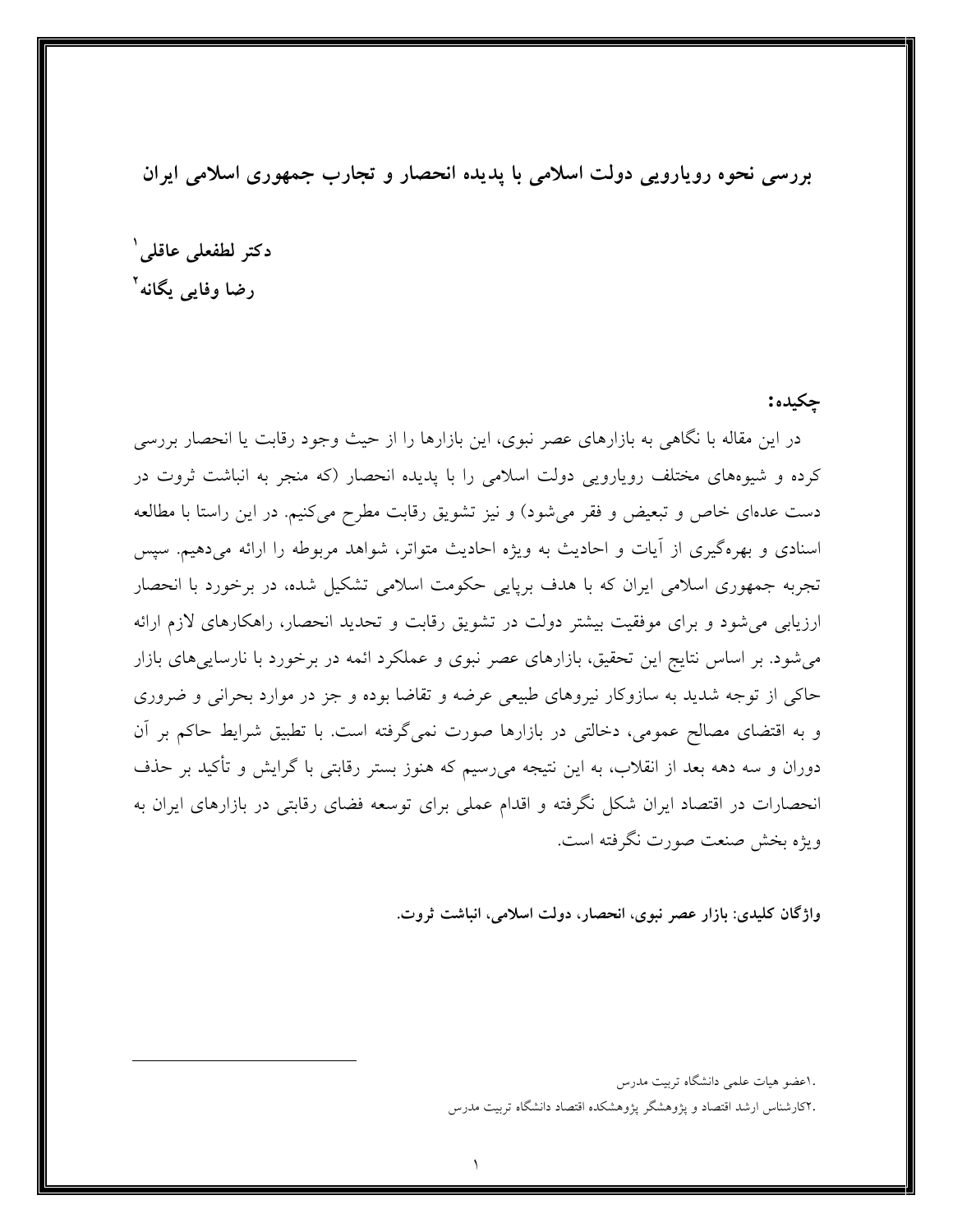# بررسی نحوه رویارویی دولت اسلامی با پدیده انحصار و تجارب جمهوری اسلامی ایران

**دکتر لطفعلی عاقلی**[۱]
**رضا وفایی یگانه**[۲]

## چکیده:

در این مقاله با نگاهی به بازارهای عصر نبوی، این بازارها را از حیث وجود رقابت یا انحصار بررسی کرده و شیوه‌های مختلف رویارویی دولت اسلامی را با پدیده انحصار (که منجر به انباشت ثروت در دست عده‌ای خاص و تبعیض و فقر می‌شود) و نیز تشویق رقابت مطرح می‌کنیم. در این راستا با مطالعه اسنادی و بهره‌گیری از آیات و احادیث به ویژه احادیث متواتر، شواهد مربوطه را ارائه می‌دهیم. سپس تجربه جمهوری اسلامی ایران که با هدف برپایی حکومت اسلامی تشکیل شده، در برخورد با انحصار ارزیابی می‌شود و برای موفقیت بیشتر دولت در تشویق رقابت و تحدید انحصار، راهکارهای لازم ارائه می‌شود. بر اساس نتایج این تحقیق، بازارهای عصر نبوی و عملکرد ائمه در برخورد با نارسایی‌های بازار حاکی از توجه شدید به سازوکار نیروهای طبیعی عرضه و تقاضا بوده و جز در موارد بحرانی و ضروری و به اقتضای مصالح عمومی، دخالتی در بازارها صورت نمی‌گرفته است. با تطبیق شرایط حاکم بر آن دوران و سه دهه بعد از انقلاب، به این نتیجه می‌رسیم که هنوز بستر رقابتی با گرایش و تأکید بر حذف انحصارات در اقتصاد ایران شکل نگرفته و اقدام عملی برای توسعه فضای رقابتی در بازارهای ایران به ویژه بخش صنعت صورت نگرفته است.

**واژگان کلیدی:** **بازار عصر نبوی، انحصار، دولت اسلامی، انباشت ثروت.**

---

۱.عضو هیات علمی دانشگاه تربیت مدرس

۲.کارشناس ارشد اقتصاد و پژوهشگر پژوهشکده اقتصاد دانشگاه تربیت مدرس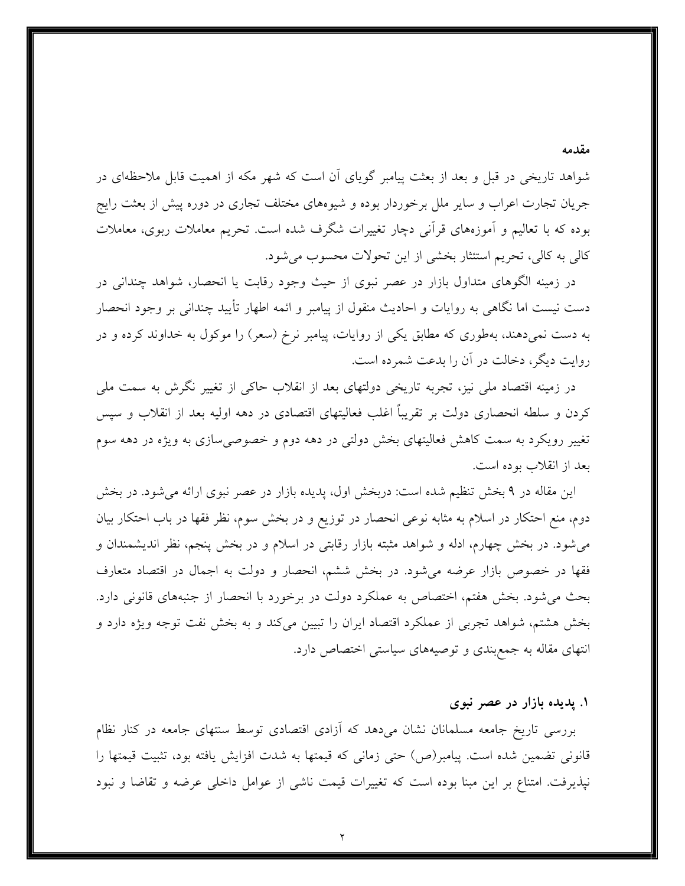## مقدمه

شواهد تاریخی در قبل و بعد از بعثت پیامبر گویای آن است که شهر مکه از اهمیت قابل ملاحظه‌ای در جریان تجارت اعراب و سایر ملل برخوردار بوده و شیوه‌های مختلف تجاری در دوره پیش از بعثت رایج بوده که با تعالیم و آموزه‌های قرآنی دچار تغییرات شگرف شده است. تحریم معاملات ربوی، معاملات کالی به کالی، تحریم استئثار بخشی از این تحولات محسوب می‌شود.

در زمینه الگوهای متداول بازار در عصر نبوی از حیث وجود رقابت یا انحصار، شواهد چندانی در دست نیست اما نگاهی به روایات و احادیث منقول از پیامبر و ائمه اطهار تأیید چندانی بر وجود انحصار به دست نمی‌دهند، به‌طوری که مطابق یکی از روایات، پیامبر نرخ (سعر) را موکول به خداوند کرده و در روایت دیگر، دخالت در آن را بدعت شمرده است.

در زمینه اقتصاد ملی نیز، تجربه تاریخی دولتهای بعد از انقلاب حاکی از تغییر نگرش به سمت ملی کردن و سلطه انحصاری دولت بر تقریباً اغلب فعالیتهای اقتصادی در دهه اولیه بعد از انقلاب و سپس تغییر رویکرد به سمت کاهش فعالیتهای بخش دولتی در دهه دوم و خصوصی‌سازی به ویژه در دهه سوم بعد از انقلاب بوده است.

این مقاله در ۹ بخش تنظیم شده است: دربخش اول، پدیده بازار در عصر نبوی ارائه می‌شود. در بخش دوم، منع احتکار در اسلام به مثابه نوعی انحصار در توزیع و در بخش سوم، نظر فقها در باب احتکار بیان می‌شود. در بخش چهارم، ادله و شواهد مثبته بازار رقابتی در اسلام و در بخش پنجم، نظر اندیشمندان و فقها در خصوص بازار عرضه می‌شود. در بخش ششم، انحصار و دولت به اجمال در اقتصاد متعارف بحث می‌شود. بخش هفتم، اختصاص به عملکرد دولت در برخورد با انحصار از جنبه‌های قانونی دارد. بخش هشتم، شواهد تجربی از عملکرد اقتصاد ایران را تبیین می‌کند و به بخش نفت توجه ویژه دارد و انتهای مقاله به جمع‌بندی و توصیه‌های سیاستی اختصاص دارد.

## ۱. پدیده بازار در عصر نبوی

بررسی تاریخ جامعه مسلمانان نشان می‌دهد که آزادی اقتصادی توسط سنتهای جامعه در کنار نظام قانونی تضمین شده است. پیامبر(ص) حتی زمانی که قیمتها به شدت افزایش یافته بود، تثبیت قیمتها را نپذیرفت. امتناع بر این مبنا بوده است که تغییرات قیمت ناشی از عوامل داخلی عرضه و تقاضا و نبود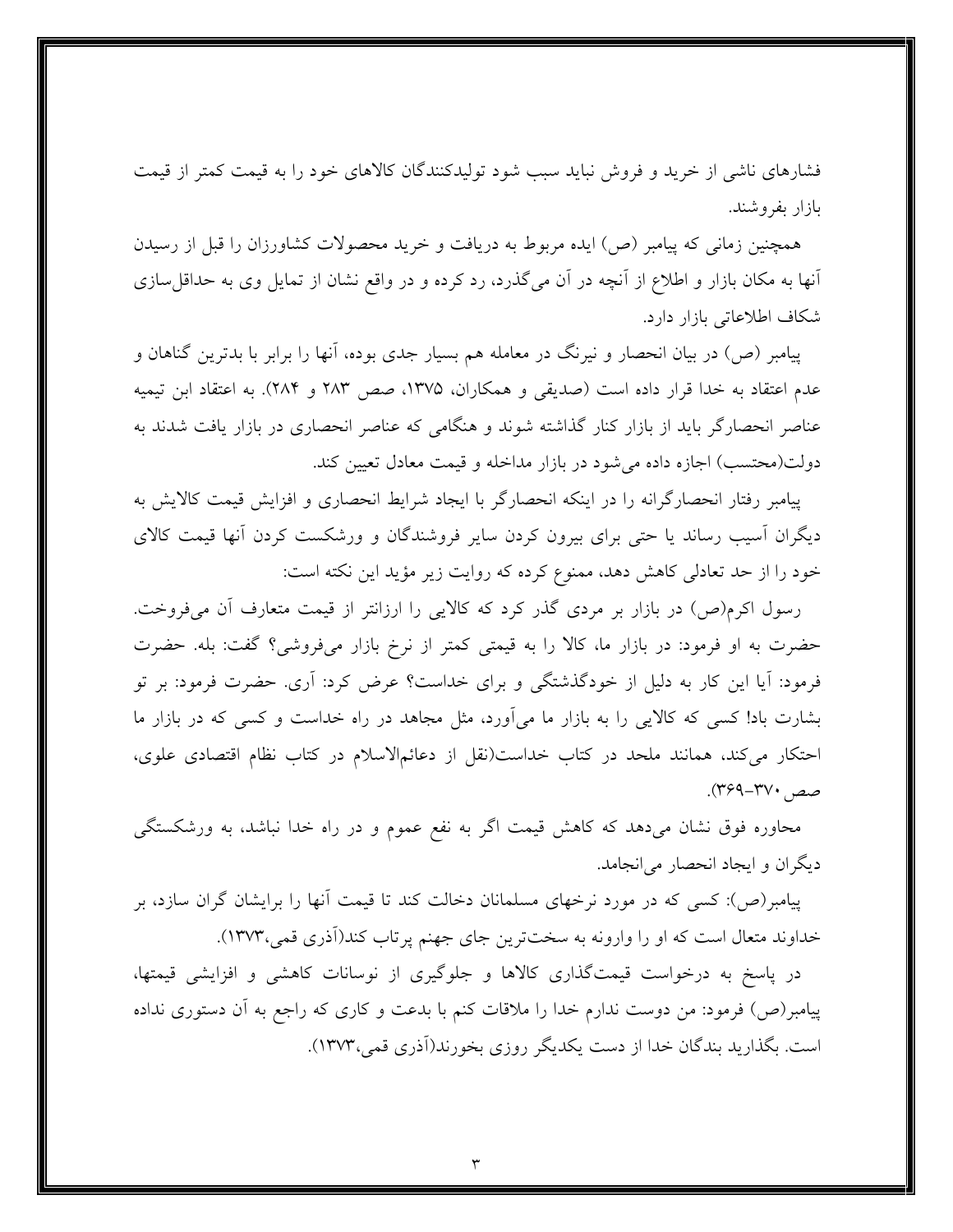فشارهای ناشی از خرید و فروش نباید سبب شود تولیدکنندگان کالاهای خود را به قیمت کمتر از قیمت بازار بفروشند.

همچنین زمانی که پیامبر (ص) ایده مربوط به دریافت و خرید محصولات کشاورزان را قبل از رسیدن آنها به مکان بازار و اطلاع از آنچه در آن می‌گذرد، رد کرده و در واقع نشان از تمایل وی به حداقل‌سازی شکاف اطلاعاتی بازار دارد.

پیامبر (ص) در بیان انحصار و نیرنگ در معامله هم بسیار جدی بوده، آنها را برابر با بدترین گناهان و عدم اعتقاد به خدا قرار داده است (صدیقی و همکاران، ۱۳۷۵، صص ۲۸۳ و ۲۸۴). به اعتقاد ابن تیمیه عناصر انحصارگر باید از بازار کنار گذاشته شوند و هنگامی که عناصر انحصاری در بازار یافت شدند به دولت(محتسب) اجازه داده می‌شود در بازار مداخله و قیمت معادل تعیین کند.

پیامبر رفتار انحصارگرانه را در اینکه انحصارگر با ایجاد شرایط انحصاری و افزایش قیمت کالایش به دیگران آسیب رساند یا حتی برای بیرون کردن سایر فروشندگان و ورشکست کردن آنها قیمت کالای خود را از حد تعادلی کاهش دهد، ممنوع کرده که روایت زیر مؤید این نکته است:

رسول اکرم(ص) در بازار بر مردی گذر کرد که کالایی را ارزانتر از قیمت متعارف آن می‌فروخت. حضرت به او فرمود: در بازار ما، کالا را به قیمتی کمتر از نرخ بازار می‌فروشی؟ گفت: بله. حضرت فرمود: آیا این کار به دلیل از خودگذشتگی و برای خداست؟ عرض کرد: آری. حضرت فرمود: بر تو بشارت باد! کسی که کالایی را به بازار ما می‌آورد، مثل مجاهد در راه خداست و کسی که در بازار ما احتکار می‌کند، همانند ملحد در کتاب خداست(نقل از دعائم‌الاسلام در کتاب نظام اقتصادی علوی، صص ۳۷۰-۳۶۹).

محاوره فوق نشان می‌دهد که کاهش قیمت اگر به نفع عموم و در راه خدا نباشد، به ورشکستگی دیگران و ایجاد انحصار می‌انجامد.

پیامبر(ص): کسی که در مورد نرخهای مسلمانان دخالت کند تا قیمت آنها را برایشان گران سازد، بر خداوند متعال است که او را وارونه به سخت‌ترین جای جهنم پرتاب کند(آذری قمی،۱۳۷۳).

در پاسخ به درخواست قیمت‌گذاری کالاها و جلوگیری از نوسانات کاهشی و افزایشی قیمتها، پیامبر(ص) فرمود: من دوست ندارم خدا را ملاقات کنم با بدعت و کاری که راجع به آن دستوری نداده است. بگذارید بندگان خدا از دست یکدیگر روزی بخورند(آذری قمی،۱۳۷۳).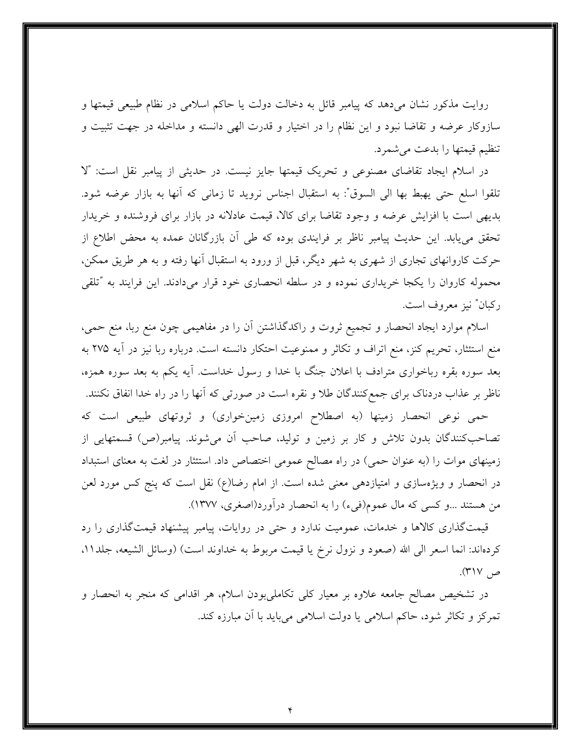روایت مذکور نشان می‌دهد که پیامبر قائل به دخالت دولت یا حاکم اسلامی در نظام طبیعی قیمتها و سازوکار عرضه و تقاضا نبود و این نظام را در اختیار و قدرت الهی دانسته و مداخله در جهت تثبیت و تنظیم قیمتها را بدعت می‌شمرد.

در اسلام ایجاد تقاضای مصنوعی و تحریک قیمتها جایز نیست. در حدیثی از پیامبر نقل است: "لا تلقوا اسلع حتی یهبط بها الی السوق": به استقبال اجناس نروید تا زمانی که آنها به بازار عرضه شود. بدیهی است با افزایش عرضه و وجود تقاضا برای کالا، قیمت عادلانه در بازار برای فروشنده و خریدار تحقق می‌یابد. این حدیث پیامبر ناظر بر فرایندی بوده که طی آن بازرگانان عمده به محض اطلاع از حرکت کاروانهای تجاری از شهری به شهر دیگر، قبل از ورود به استقبال آنها رفته و به هر طریق ممکن، محموله کاروان را یکجا خریداری نموده و در سلطه انحصاری خود قرار می‌دادند. این فرایند به "تلقی رکبان" نیز معروف است.

اسلام موارد ایجاد انحصار و تجمیع ثروت و راکدگذاشتن آن را در مفاهیمی چون منع ربا، منع حمی، منع استئثار، تحریم کنز، منع اتراف و تکاثر و ممنوعیت احتکار دانسته است. درباره ربا نیز در آیه ۲۷۵ به بعد سوره بقره رباخواری مترادف با اعلان جنگ با خدا و رسول خداست. آیه یکم به بعد سوره همزه، ناظر بر عذاب دردناک برای جمع‌کنندگان طلا و نقره است در صورتی که آنها را در راه خدا انفاق نکنند.

حمی نوعی انحصار زمینها (به اصطلاح امروزی زمین‌خواری) و ثروتهای طبیعی است که تصاحب‌کنندگان بدون تلاش و کار بر زمین و تولید، صاحب آن می‌شوند. پیامبر(ص) قسمتهایی از زمینهای موات را (به عنوان حمی) در راه مصالح عمومی اختصاص داد. استئثار در لغت به معنای استبداد در انحصار و ویژه‌سازی و امتیازدهی معنی شده است. از امام رضا(ع) نقل است که پنج کس مورد لعن من هستند ...و کسی که مال عموم(فیء) را به انحصار درآورد(اصغری، ۱۳۷۷).

قیمت‌گذاری کالاها و خدمات، عمومیت ندارد و حتی در روایات، پیامبر پیشنهاد قیمت‌گذاری را رد کرده‌اند: انما اسعر الی الله (صعود و نزول نرخ یا قیمت مربوط به خداوند است) (وسائل الشیعه، جلد۱۱، ص ۳۱۷).

در تشخیص مصالح جامعه علاوه بر معیار کلی تکاملی‌بودن اسلام، هر اقدامی که منجر به انحصار و تمرکز و تکاثر شود، حاکم اسلامی یا دولت اسلامی می‌باید با آن مبارزه کند.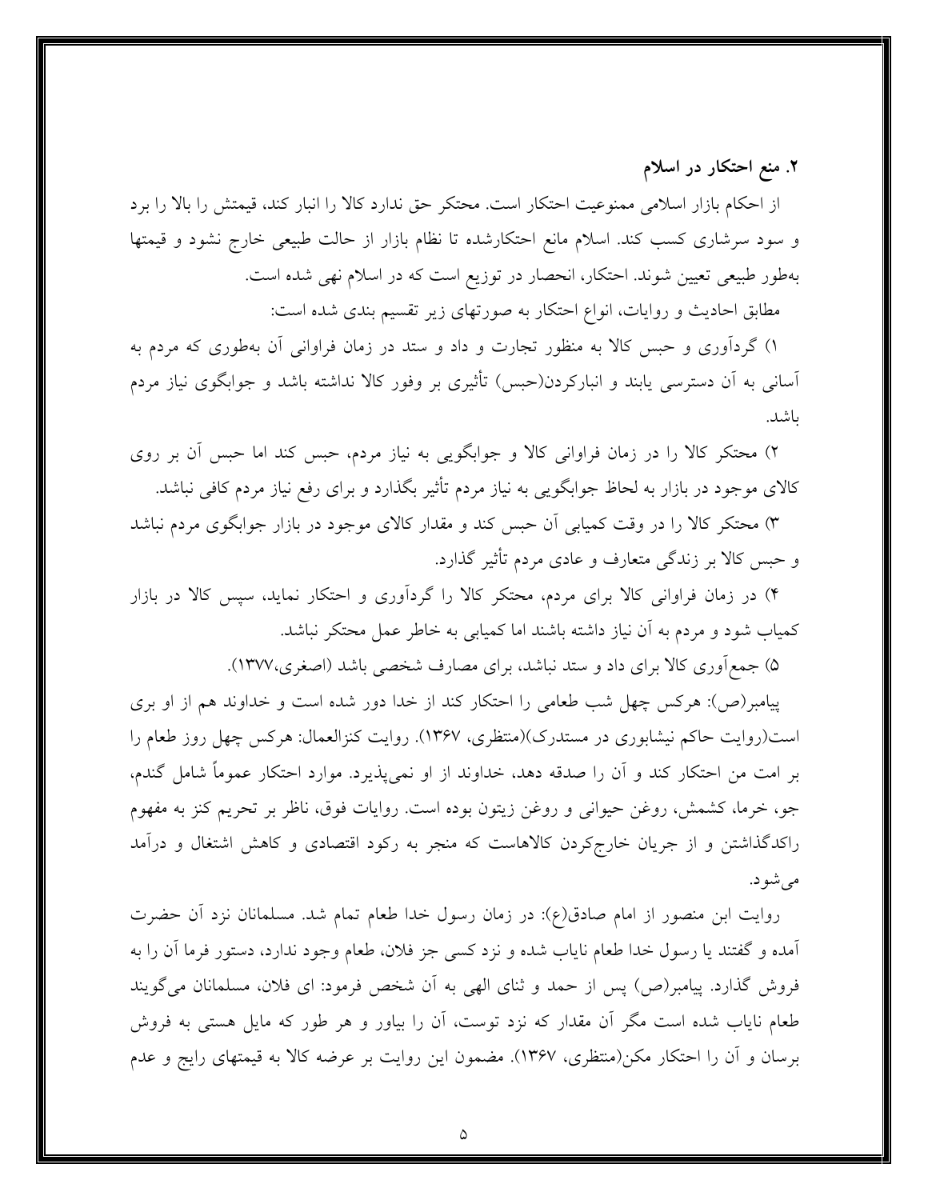## ۲. منع احتکار در اسلام

از احکام بازار اسلامی ممنوعیت احتکار است. محتکر حق ندارد کالا را انبار کند، قیمتش را بالا را برد و سود سرشاری کسب کند. اسلام مانع احتکارشده تا نظام بازار از حالت طبیعی خارج نشود و قیمتها به‌طور طبیعی تعیین شوند. احتکار، انحصار در توزیع است که در اسلام نهی شده است.

مطابق احادیث و روایات، انواع احتکار به صورتهای زیر تقسیم بندی شده است:

۱) گردآوری و حبس کالا به منظور تجارت و داد و ستد در زمان فراوانی آن به‌طوری که مردم به آسانی به آن دسترسی یابند و انبارکردن(حبس) تأثیری بر وفور کالا نداشته باشد و جوابگوی نیاز مردم باشد.

۲) محتکر کالا را در زمان فراوانی کالا و جوابگویی به نیاز مردم، حبس کند اما حبس آن بر روی کالای موجود در بازار به لحاظ جوابگویی به نیاز مردم تأثیر بگذارد و برای رفع نیاز مردم کافی نباشد.

۳) محتکر کالا را در وقت کمیابی آن حبس کند و مقدار کالای موجود در بازار جوابگوی مردم نباشد و حبس کالا بر زندگی متعارف و عادی مردم تأثیر گذارد.

۴) در زمان فراوانی کالا برای مردم، محتکر کالا را گردآوری و احتکار نماید، سپس کالا در بازار کمیاب شود و مردم به آن نیاز داشته باشند اما کمیابی به خاطر عمل محتکر نباشد.

۵) جمع‌آوری کالا برای داد و ستد نباشد، برای مصارف شخصی باشد (اصغری،۱۳۷۷).

پیامبر(ص): هرکس چهل شب طعامی را احتکار کند از خدا دور شده است و خداوند هم از او بری است(روایت حاکم نیشابوری در مستدرک)(منتظری، ۱۳۶۷). روایت کنزالعمال: هرکس چهل روز طعام را بر امت من احتکار کند و آن را صدقه دهد، خداوند از او نمی‌پذیرد. موارد احتکار عموماً شامل گندم، جو، خرما، کشمش، روغن حیوانی و روغن زیتون بوده است. روایات فوق، ناظر بر تحریم کنز به مفهوم راکدگذاشتن و از جریان خارج‌کردن کالاهاست که منجر به رکود اقتصادی و کاهش اشتغال و درآمد می‌شود.

روایت ابن منصور از امام صادق(ع): در زمان رسول خدا طعام تمام شد. مسلمانان نزد آن حضرت آمده و گفتند یا رسول خدا طعام نایاب شده و نزد کسی جز فلان، طعام وجود ندارد، دستور فرما آن را به فروش گذارد. پیامبر(ص) پس از حمد و ثنای الهی به آن شخص فرمود: ای فلان، مسلمانان می‌گویند طعام نایاب شده است مگر آن مقدار که نزد توست، آن را بیاور و هر طور که مایل هستی به فروش برسان و آن را احتکار مکن(منتظری، ۱۳۶۷). مضمون این روایت بر عرضه کالا به قیمتهای رایج و عدم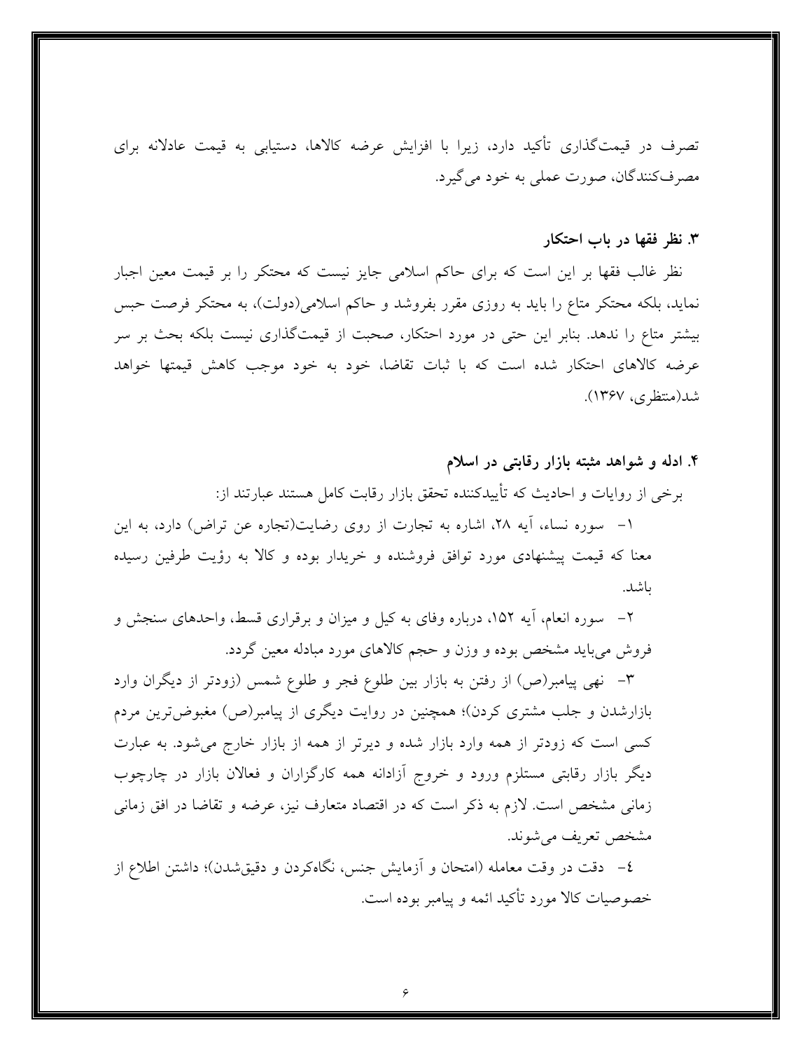تصرف در قیمت‌گذاری تأکید دارد، زیرا با افزایش عرضه کالاها، دستیابی به قیمت عادلانه برای مصرف‌کنندگان، صورت عملی به خود می‌گیرد.

### ۳. نظر فقها در باب احتکار

نظر غالب فقها بر این است که برای حاکم اسلامی جایز نیست که محتکر را بر قیمت معین اجبار نماید، بلکه محتکر متاع را باید به روزی مقرر بفروشد و حاکم اسلامی(دولت)، به محتکر فرصت حبس بیشتر متاع را ندهد. بنابر این حتی در مورد احتکار، صحبت از قیمت‌گذاری نیست بلکه بحث بر سر عرضه کالاهای احتکار شده است که با ثبات تقاضا، خود به خود موجب کاهش قیمتها خواهد شد(منتظری، ۱۳۶۷).

### ۴. ادله و شواهد مثبته بازار رقابتی در اسلام

برخی از روایات و احادیث که تأییدکننده تحقق بازار رقابت کامل هستند عبارتند از:

۱- سوره نساء، آیه ۲۸، اشاره به تجارت از روی رضایت(تجاره عن تراض) دارد، به این معنا که قیمت پیشنهادی مورد توافق فروشنده و خریدار بوده و کالا به رؤیت طرفین رسیده باشد.

۲- سوره انعام، آیه ۱۵۲، درباره وفای به کیل و میزان و برقراری قسط، واحدهای سنجش و فروش می‌باید مشخص بوده و وزن و حجم کالاهای مورد مبادله معین گردد.

۳- نهی پیامبر(ص) از رفتن به بازار بین طلوع فجر و طلوع شمس (زودتر از دیگران وارد بازارشدن و جلب مشتری کردن)؛ همچنین در روایت دیگری از پیامبر(ص) مغبوض‌ترین مردم کسی است که زودتر از همه وارد بازار شده و دیرتر از همه از بازار خارج می‌شود. به عبارت دیگر بازار رقابتی مستلزم ورود و خروج آزادانه همه کارگزاران و فعالان بازار در چارچوب زمانی مشخص است. لازم به ذکر است که در اقتصاد متعارف نیز، عرضه و تقاضا در افق زمانی مشخص تعریف می‌شوند.

٤- دقت در وقت معامله (امتحان و آزمایش جنس، نگاه‌کردن و دقیق‌شدن)؛ داشتن اطلاع از خصوصیات کالا مورد تأکید ائمه و پیامبر بوده است.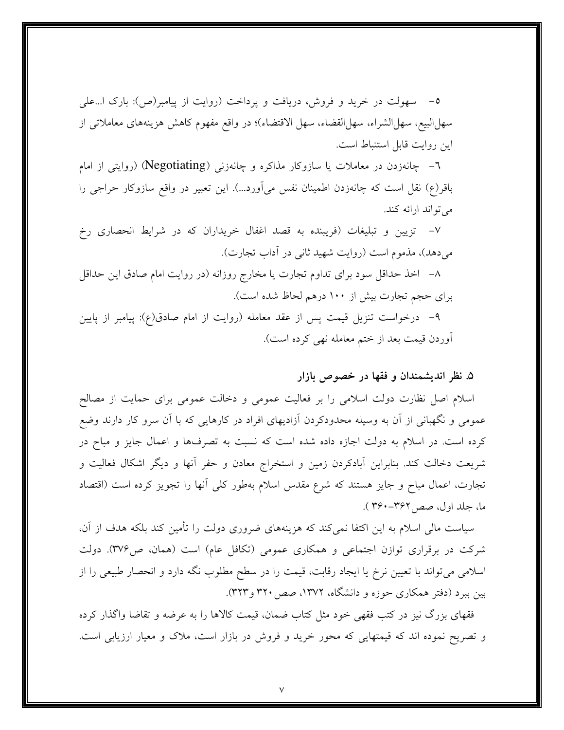۵- سهولت در خرید و فروش، دریافت و پرداخت (روایت از پیامبر(ص): بارک ا...علی سهل‌البیع، سهل‌الشراء، سهل‌القضاء، سهل الاقتضاء)؛ در واقع مفهوم کاهش هزینه‌های معاملاتی از این روایت قابل استنباط است.

٦- چانه‌زدن در معاملات یا سازوکار مذاکره و چانه‌زنی (Negotiating) (روایتی از امام باقر(ع) نقل است که چانه‌زدن اطمینان نفس می‌آورد...). این تعبیر در واقع سازوکار حراجی را می‌تواند ارائه کند.

۷- تزیین و تبلیغات (فریبنده به قصد اغفال خریداران که در شرایط انحصاری رخ می‌دهد)، مذموم است (روایت شهید ثانی در آداب تجارت).

۸- اخذ حداقل سود برای تداوم تجارت یا مخارج روزانه (در روایت امام صادق این حداقل برای حجم تجارت بیش از ۱۰۰ درهم لحاظ شده است).

۹- درخواست تنزیل قیمت پس از عقد معامله (روایت از امام صادق(ع): پیامبر از پایین آوردن قیمت بعد از ختم معامله نهی کرده است).

### ۵. نظر اندیشمندان و فقها در خصوص بازار

اسلام اصل نظارت دولت اسلامی را بر فعالیت عمومی و دخالت عمومی برای حمایت از مصالح عمومی و نگهبانی از آن به وسیله محدودکردن آزادیهای افراد در کارهایی که با آن سرو کار دارند وضع کرده است. در اسلام به دولت اجازه داده شده است که نسبت به تصرف‌ها و اعمال جایز و مباح در شریعت دخالت کند. بنابراین آبادکردن زمین و استخراج معادن و حفر آنها و دیگر اشکال فعالیت و تجارت، اعمال مباح و جایز هستند که شرع مقدس اسلام به‌طور کلی آنها را تجویز کرده است (اقتصاد ما، جلد اول، صص۳۶۲-۳۶۰ ).

سیاست مالی اسلام به این اکتفا نمی‌کند که هزینه‌های ضروری دولت را تأمین کند بلکه هدف از آن، شرکت در برقراری توازن اجتماعی و همکاری عمومی (تکافل عام) است (همان، ص۳۷۶). دولت اسلامی می‌تواند با تعیین نرخ یا ایجاد رقابت، قیمت را در سطح مطلوب نگه دارد و انحصار طبیعی را از بین ببرد (دفتر همکاری حوزه و دانشگاه، ۱۳۷۲، صص ۳۲۰ و۳۲۳).

فقهای بزرگ نیز در کتب فقهی خود مثل کتاب ضمان، قیمت کالاها را به عرضه و تقاضا واگذار کرده و تصریح نموده اند که قیمتهایی که محور خرید و فروش در بازار است، ملاک و معیار ارزیابی است.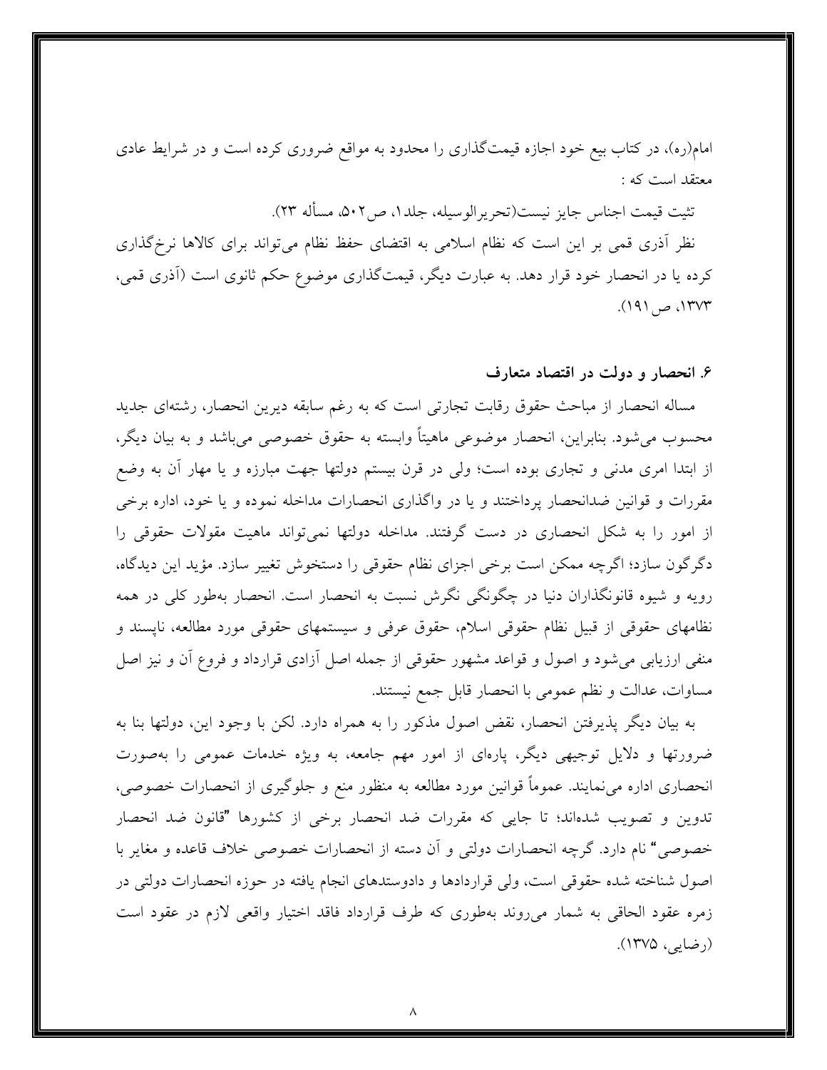امام(ره)، در کتاب بیع خود اجازه قیمت‌گذاری را محدود به مواقع ضروری کرده است و در شرایط عادی معتقد است که :

تثبت قیمت اجناس جایز نیست(تحریرالوسیله، جلد۱، ص۵۰۲، مسأله ۲۳).

نظر آذری قمی بر این است که نظام اسلامی به اقتضای حفظ نظام می‌تواند برای کالاها نرخ‌گذاری کرده یا در انحصار خود قرار دهد. به عبارت دیگر، قیمت‌گذاری موضوع حکم ثانوی است (آذری قمی، ۱۳۷۳، ص۱۹۱).

## ۶. انحصار و دولت در اقتصاد متعارف

مساله انحصار از مباحث حقوق رقابت تجارتی است که به رغم سابقه دیرین انحصار، رشته‌ای جدید محسوب می‌شود. بنابراین، انحصار موضوعی ماهیتاً وابسته به حقوق خصوصی می‌باشد و به بیان دیگر، از ابتدا امری مدنی و تجاری بوده است؛ ولی در قرن بیستم دولتها جهت مبارزه و یا مهار آن به وضع مقررات و قوانین ضدانحصار پرداختند و یا در واگذاری انحصارات مداخله نموده و یا خود، اداره برخی از امور را به شکل انحصاری در دست گرفتند. مداخله دولتها نمی‌تواند ماهیت مقولات حقوقی را دگرگون سازد؛ اگرچه ممکن است برخی اجزای نظام حقوقی را دستخوش تغییر سازد. مؤید این دیدگاه، رویه و شیوه قانونگذاران دنیا در چگونگی نگرش نسبت به انحصار است. انحصار به‌طور کلی در همه نظامهای حقوقی از قبیل نظام حقوقی اسلام، حقوق عرفی و سیستمهای حقوقی مورد مطالعه، ناپسند و منفی ارزیابی می‌شود و اصول و قواعد مشهور حقوقی از جمله اصل آزادی قرارداد و فروع آن و نیز اصل مساوات، عدالت و نظم عمومی با انحصار قابل جمع نیستند.

به بیان دیگر پذیرفتن انحصار، نقض اصول مذکور را به همراه دارد. لکن با وجود این، دولتها بنا به ضرورتها و دلایل توجیهی دیگر، پاره‌ای از امور مهم جامعه، به ویژه خدمات عمومی را به‌صورت انحصاری اداره می‌نمایند. عموماً قوانین مورد مطالعه به منظور منع و جلوگیری از انحصارات خصوصی، تدوین و تصویب شده‌اند؛ تا جایی که مقررات ضد انحصار برخی از کشورها "قانون ضد انحصار خصوصی" نام دارد. گرچه انحصارات دولتی و آن دسته از انحصارات خصوصی خلاف قاعده و مغایر با اصول شناخته شده حقوقی است، ولی قراردادها و دادوستدهای انجام یافته در حوزه انحصارات دولتی در زمره عقود الحاقی به شمار می‌روند به‌طوری که طرف قرارداد فاقد اختیار واقعی لازم در عقود است (رضایی، ۱۳۷۵).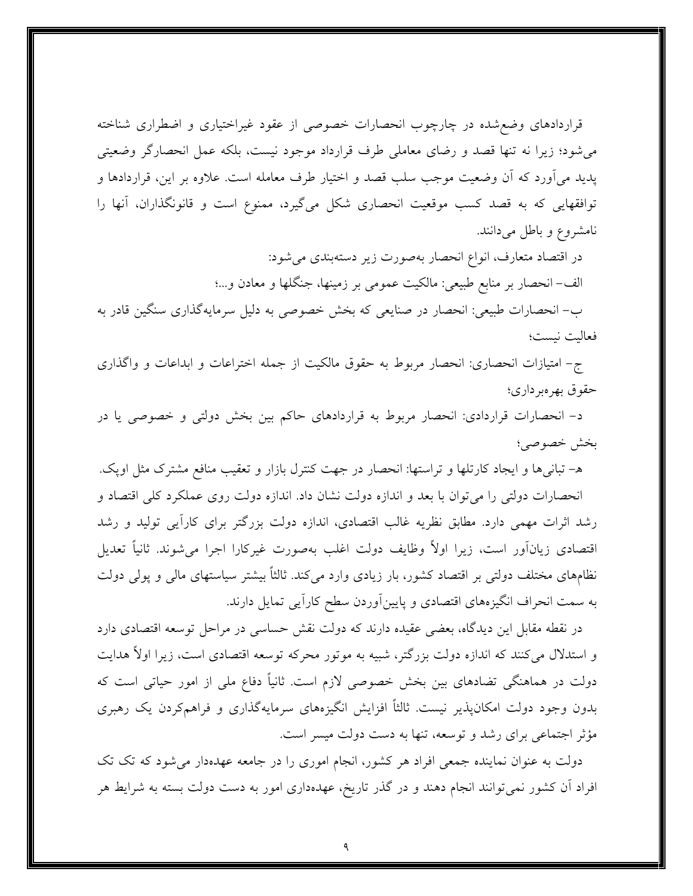قراردادهای وضع‌شده در چارچوب انحصارات خصوصی از عقود غیراختیاری و اضطراری شناخته می‌شود؛ زیرا نه تنها قصد و رضای معاملی طرف قرارداد موجود نیست، بلکه عمل انحصارگر وضعیتی پدید می‌آورد که آن وضعیت موجب سلب قصد و اختیار طرف معامله است. علاوه بر این، قراردادها و توافقهایی که به قصد کسب موقعیت انحصاری شکل می‌گیرد، ممنوع است و قانونگذاران، آنها را نامشروع و باطل می‌دانند.

در اقتصاد متعارف، انواع انحصار به‌صورت زیر دسته‌بندی می‌شود:

الف- انحصار بر منابع طبیعی: مالکیت عمومی بر زمینها، جنگلها و معادن و...؛

ب- انحصارات طبیعی: انحصار در صنایعی که بخش خصوصی به دلیل سرمایه‌گذاری سنگین قادر به فعالیت نیست؛

ج- امتیازات انحصاری: انحصار مربوط به حقوق مالکیت از جمله اختراعات و ابداعات و واگذاری حقوق بهره‌برداری؛

د- انحصارات قراردادی: انحصار مربوط به قراردادهای حاکم بین بخش دولتی و خصوصی یا در بخش خصوصی؛

هـ- تبانی‌ها و ایجاد کارتلها و تراستها: انحصار در جهت کنترل بازار و تعقیب منافع مشترک مثل اوپک.

انحصارات دولتی را می‌توان با بعد و اندازه دولت نشان داد. اندازه دولت روی عملکرد کلی اقتصاد و رشد اثرات مهمی دارد. مطابق نظریه غالب اقتصادی، اندازه دولت بزرگتر برای کارآیی تولید و رشد اقتصادی زیان‌آور است، زیرا اولاً وظایف دولت اغلب به‌صورت غیرکارا اجرا می‌شوند. ثانیاً تعدیل نظام‌های مختلف دولتی بر اقتصاد کشور، بار زیادی وارد می‌کند. ثالثاً بیشتر سیاستهای مالی و پولی دولت به سمت انحراف انگیزه‌های اقتصادی و پایین‌آوردن سطح کارآیی تمایل دارند.

در نقطه مقابل این دیدگاه، بعضی عقیده دارند که دولت نقش حساسی در مراحل توسعه اقتصادی دارد و استدلال می‌کنند که اندازه دولت بزرگتر، شبیه به موتور محرکه توسعه اقتصادی است، زیرا اولاً هدایت دولت در هماهنگی تضادهای بین بخش خصوصی لازم است. ثانیاً دفاع ملی از امور حیاتی است که بدون وجود دولت امکان‌پذیر نیست. ثالثاً افزایش انگیزه‌های سرمایه‌گذاری و فراهم‌کردن یک رهبری مؤثر اجتماعی برای رشد و توسعه، تنها به دست دولت میسر است.

دولت به عنوان نماینده جمعی افراد هر کشور، انجام اموری را در جامعه عهده‌دار می‌شود که تک تک افراد آن کشور نمی‌توانند انجام دهند و در گذر تاریخ، عهده‌داری امور به دست دولت بسته به شرایط هر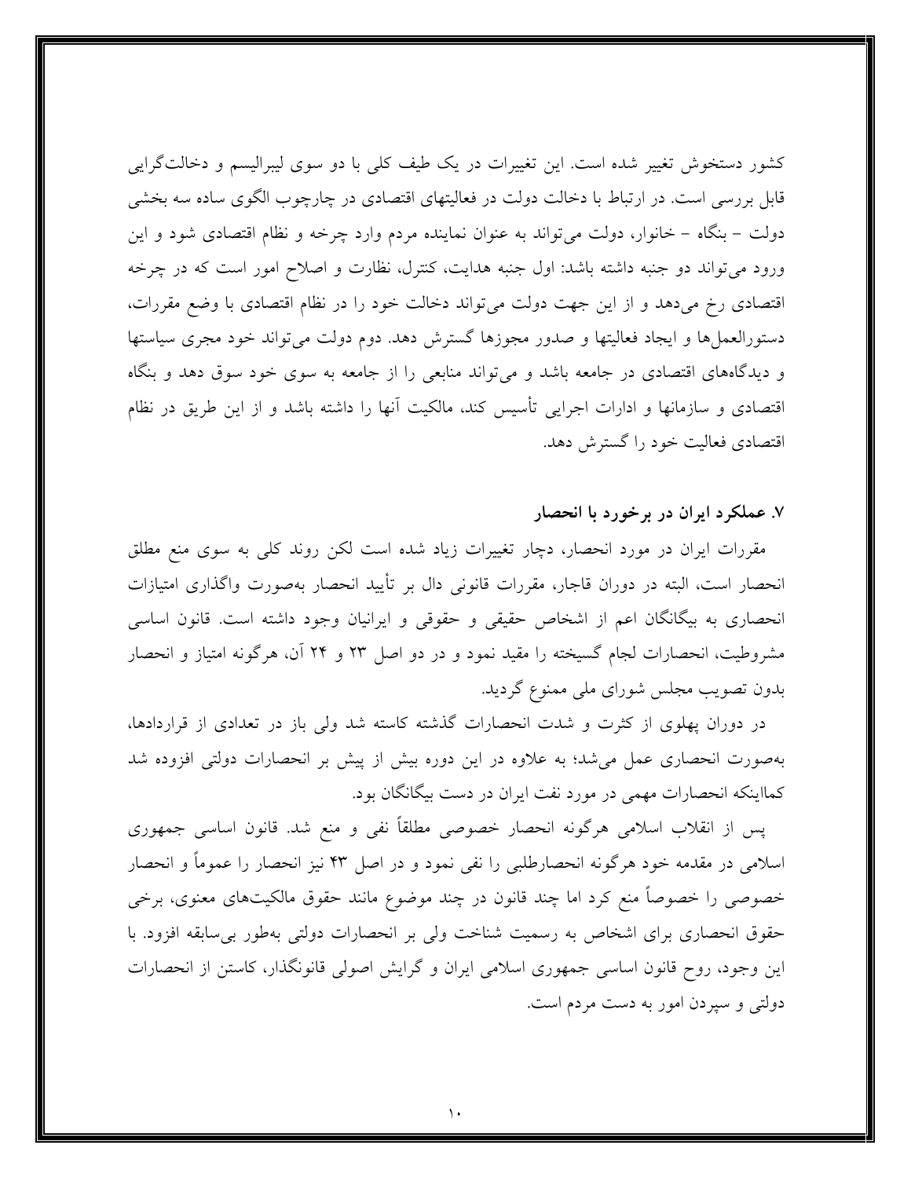کشور دستخوش تغییر شده است. این تغییرات در یک طیف کلی با دو سوی لیبرالیسم و دخالت‌گرایی قابل بررسی است. در ارتباط با دخالت دولت در فعالیتهای اقتصادی در چارچوب الگوی ساده سه بخشی دولت – بنگاه – خانوار، دولت می‌تواند به عنوان نماینده مردم وارد چرخه و نظام اقتصادی شود و این ورود می‌تواند دو جنبه داشته باشد: اول جنبه هدایت، کنترل، نظارت و اصلاح امور است که در چرخه اقتصادی رخ می‌دهد و از این جهت دولت می‌تواند دخالت خود را در نظام اقتصادی با وضع مقررات، دستورالعمل‌ها و ایجاد فعالیتها و صدور مجوزها گسترش دهد. دوم دولت می‌تواند خود مجری سیاستها و دیدگاه‌های اقتصادی در جامعه باشد و می‌تواند منابعی را از جامعه به سوی خود سوق دهد و بنگاه اقتصادی و سازمانها و ادارات اجرایی تأسیس کند، مالکیت آنها را داشته باشد و از این طریق در نظام اقتصادی فعالیت خود را گسترش دهد.

## ۷. عملکرد ایران در برخورد با انحصار

مقررات ایران در مورد انحصار، دچار تغییرات زیاد شده است لکن روند کلی به سوی منع مطلق انحصار است، البته در دوران قاجار، مقررات قانونی دال بر تأیید انحصار به‌صورت واگذاری امتیازات انحصاری به بیگانگان اعم از اشخاص حقیقی و حقوقی و ایرانیان وجود داشته است. قانون اساسی مشروطیت، انحصارات لجام گسیخته را مقید نمود و در دو اصل ۲۳ و ۲۴ آن، هرگونه امتیاز و انحصار بدون تصویب مجلس شورای ملی ممنوع گردید.

در دوران پهلوی از کثرت و شدت انحصارات گذشته کاسته شد ولی باز در تعدادی از قراردادها، به‌صورت انحصاری عمل می‌شد؛ به علاوه در این دوره بیش از پیش بر انحصارات دولتی افزوده شد کمااینکه انحصارات مهمی در مورد نفت ایران در دست بیگانگان بود.

پس از انقلاب اسلامی هرگونه انحصار خصوصی مطلقاً نفی و منع شد. قانون اساسی جمهوری اسلامی در مقدمه خود هرگونه انحصارطلبی را نفی نمود و در اصل ۴۳ نیز انحصار را عموماً و انحصار خصوصی را خصوصاً منع کرد اما چند قانون در چند موضوع مانند حقوق مالکیت‌های معنوی، برخی حقوق انحصاری برای اشخاص به رسمیت شناخت ولی بر انحصارات دولتی به‌طور بی‌سابقه افزود. با این وجود، روح قانون اساسی جمهوری اسلامی ایران و گرایش اصولی قانونگذار، کاستن از انحصارات دولتی و سپردن امور به دست مردم است.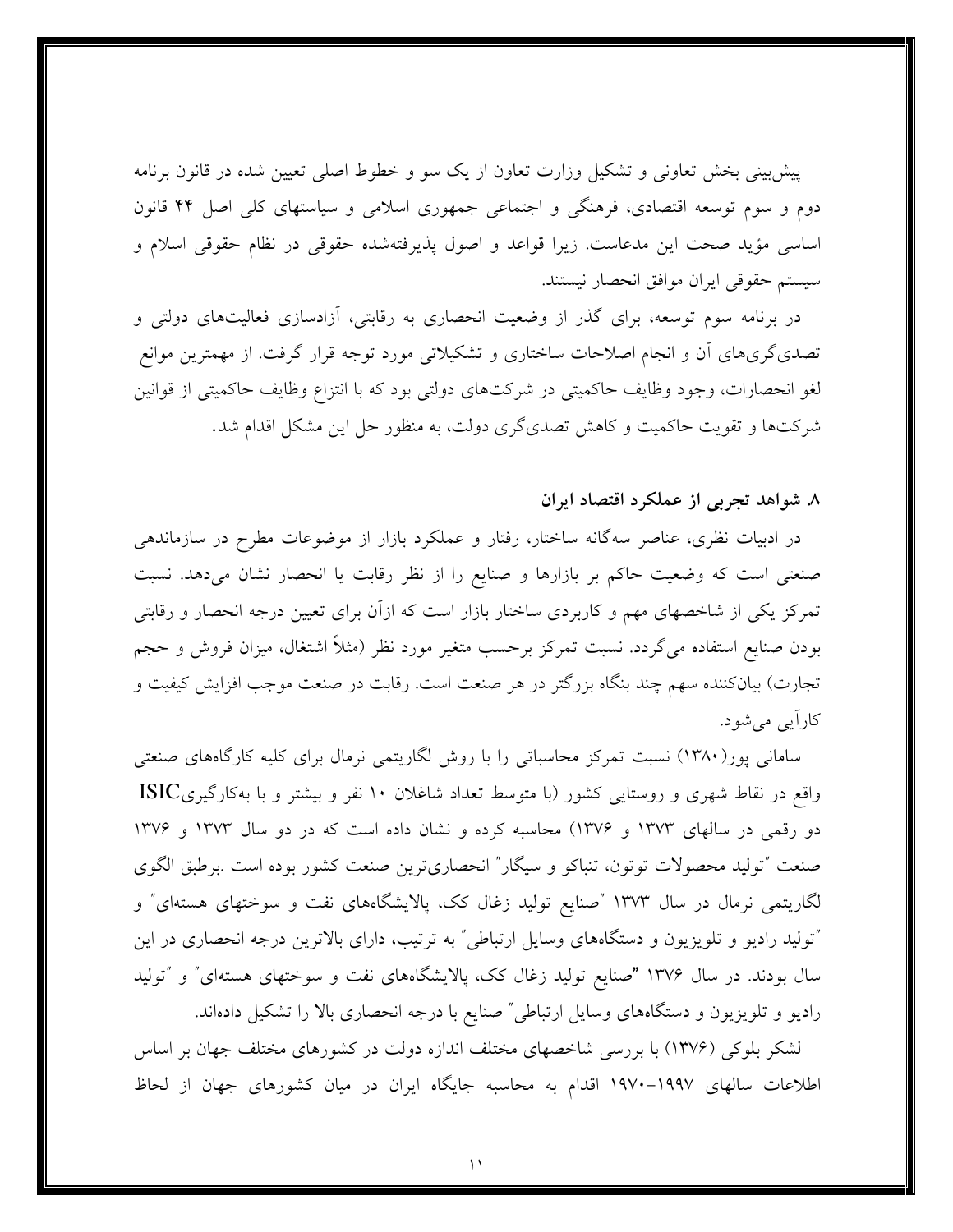پیش‌بینی بخش تعاونی و تشکیل وزارت تعاون از یک سو و خطوط اصلی تعیین شده در قانون برنامه دوم و سوم توسعه اقتصادی، فرهنگی و اجتماعی جمهوری اسلامی و سیاستهای کلی اصل ۴۴ قانون اساسی مؤید صحت این مدعاست. زیرا قواعد و اصول پذیرفته‌شده حقوقی در نظام حقوقی اسلام و سیستم حقوقی ایران موافق انحصار نیستند.

در برنامه سوم توسعه، برای گذر از وضعیت انحصاری به رقابتی، آزادسازی فعالیت‌های دولتی و تصدی‌گری‌های آن و انجام اصلاحات ساختاری و تشکیلاتی مورد توجه قرار گرفت. از مهمترین موانع لغو انحصارات، وجود وظایف حاکمیتی در شرکت‌های دولتی بود که با انتزاع وظایف حاکمیتی از قوانین شرکت‌ها و تقویت حاکمیت و کاهش تصدی‌گری دولت، به منظور حل این مشکل اقدام شد.

## ۸. شواهد تجربی از عملکرد اقتصاد ایران

در ادبیات نظری، عناصر سه‌گانه ساختار، رفتار و عملکرد بازار از موضوعات مطرح در سازماندهی صنعتی است که وضعیت حاکم بر بازارها و صنایع را از نظر رقابت یا انحصار نشان می‌دهد. نسبت تمرکز یکی از شاخصهای مهم و کاربردی ساختار بازار است که ازآن برای تعیین درجه انحصار و رقابتی بودن صنایع استفاده می‌گردد. نسبت تمرکز برحسب متغیر مورد نظر (مثلاً اشتغال، میزان فروش و حجم تجارت) بیان‌کننده سهم چند بنگاه بزرگتر در هر صنعت است. رقابت در صنعت موجب افزایش کیفیت و کارآیی می‌شود.

سامانی پور(۱۳۸۰) نسبت تمرکز محاسباتی را با روش لگاریتمی نرمال برای کلیه کارگاههای صنعتی واقع در نقاط شهری و روستایی کشور (با متوسط تعداد شاغلان ۱۰ نفر و بیشتر و با به‌کارگیریISIC دو رقمی در سالهای ۱۳۷۳ و ۱۳۷۶) محاسبه کرده و نشان داده است که در دو سال ۱۳۷۳ و ۱۳۷۶ صنعت "تولید محصولات توتون، تنباکو و سیگار" انحصاری‌ترین صنعت کشور بوده است .برطبق الگوی لگاریتمی نرمال در سال ۱۳۷۳ "صنایع تولید زغال کک، پالایشگاههای نفت و سوختهای هسته‌ای" و "تولید رادیو و تلویزیون و دستگاههای وسایل ارتباطی" به ترتیب، دارای بالاترین درجه انحصاری در این سال بودند. در سال ۱۳۷۶ "صنایع تولید زغال کک، پالایشگاههای نفت و سوختهای هسته‌ای" و "تولید رادیو و تلویزیون و دستگاههای وسایل ارتباطی" صنایع با درجه انحصاری بالا را تشکیل داده‌اند.

لشکر بلوکی (۱۳۷۶) با بررسی شاخصهای مختلف اندازه دولت در کشورهای مختلف جهان بر اساس اطلاعات سالهای ۱۹۹۷-۱۹۷۰ اقدام به محاسبه جایگاه ایران در میان کشورهای جهان از لحاظ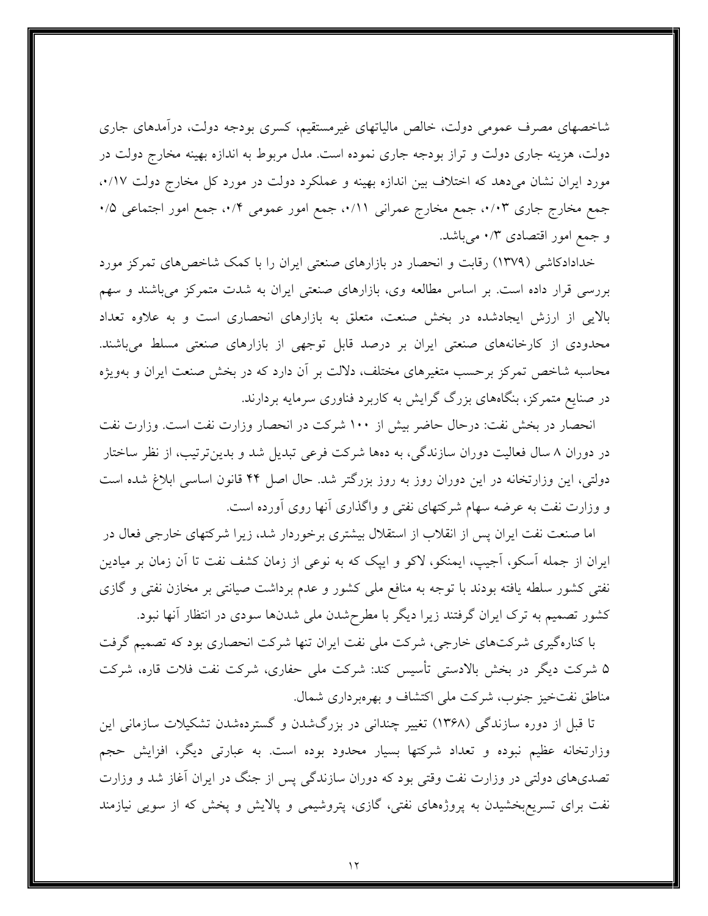شاخصهای مصرف عمومی دولت، خالص مالیاتهای غیرمستقیم، کسری بودجه دولت، درآمدهای جاری دولت، هزینه جاری دولت و تراز بودجه جاری نموده است. مدل مربوط به اندازه بهینه مخارج دولت در مورد ایران نشان می‌دهد که اختلاف بین اندازه بهینه و عملکرد دولت در مورد کل مخارج دولت ۰/۱۷، جمع مخارج جاری ۰/۰۳، جمع مخارج عمرانی ۰/۱۱، جمع امور عمومی ۰/۴، جمع امور اجتماعی ۰/۵ و جمع امور اقتصادی ۰/۳ می‌باشد.

خدادادکاشی (۱۳۷۹) رقابت و انحصار در بازارهای صنعتی ایران را با کمک شاخص‌های تمرکز مورد بررسی قرار داده است. بر اساس مطالعه وی، بازارهای صنعتی ایران به شدت متمرکز می‌باشند و سهم بالایی از ارزش ایجادشده در بخش صنعت، متعلق به بازارهای انحصاری است و به علاوه تعداد محدودی از کارخانه‌های صنعتی ایران بر درصد قابل توجهی از بازارهای صنعتی مسلط می‌باشند. محاسبه شاخص تمرکز برحسب متغیرهای مختلف، دلالت بر آن دارد که در بخش صنعت ایران و به‌ویژه در صنایع متمرکز، بنگاه‌های بزرگ گرایش به کاربرد فناوری سرمایه بردارند.

انحصار در بخش نفت: درحال حاضر بیش از ۱۰۰ شرکت در انحصار وزارت نفت است. وزارت نفت در دوران ۸ سال فعالیت دوران سازندگی، به ده‌ها شرکت فرعی تبدیل شد و بدین‌ترتیب، از نظر ساختار دولتی، این وزارتخانه در این دوران روز به روز بزرگتر شد. حال اصل ۴۴ قانون اساسی ابلاغ شده است و وزارت نفت به عرضه سهام شرکتهای نفتی و واگذاری آنها روی آورده است.

اما صنعت نفت ایران پس از انقلاب از استقلال بیشتری برخوردار شد، زیرا شرکتهای خارجی فعال در ایران از جمله آسکو، آجیپ، ایمنکو، لاکو و ایپک که به نوعی از زمان کشف نفت تا آن زمان بر میادین نفتی کشور سلطه یافته بودند با توجه به منافع ملی کشور و عدم برداشت صیانتی بر مخازن نفتی و گازی کشور تصمیم به ترک ایران گرفتند زیرا دیگر با مطرح‌شدن ملی شدن‌ها سودی در انتظار آنها نبود.

با کناره‌گیری شرکت‌های خارجی، شرکت ملی نفت ایران تنها شرکت انحصاری بود که تصمیم گرفت ۵ شرکت دیگر در بخش بالادستی تأسیس کند: شرکت ملی حفاری، شرکت نفت فلات قاره، شرکت مناطق نفت‌خیز جنوب، شرکت ملی اکتشاف و بهره‌برداری شمال.

تا قبل از دوره سازندگی (۱۳۶۸) تغییر چندانی در بزرگ‌شدن و گسترده‌شدن تشکیلات سازمانی این وزارتخانه عظیم نبوده و تعداد شرکتها بسیار محدود بوده است. به عبارتی دیگر، افزایش حجم تصدی‌های دولتی در وزارت نفت وقتی بود که دوران سازندگی پس از جنگ در ایران آغاز شد و وزارت نفت برای تسریع‌بخشیدن به پروژه‌های نفتی، گازی، پتروشیمی و پالایش و پخش که از سویی نیازمند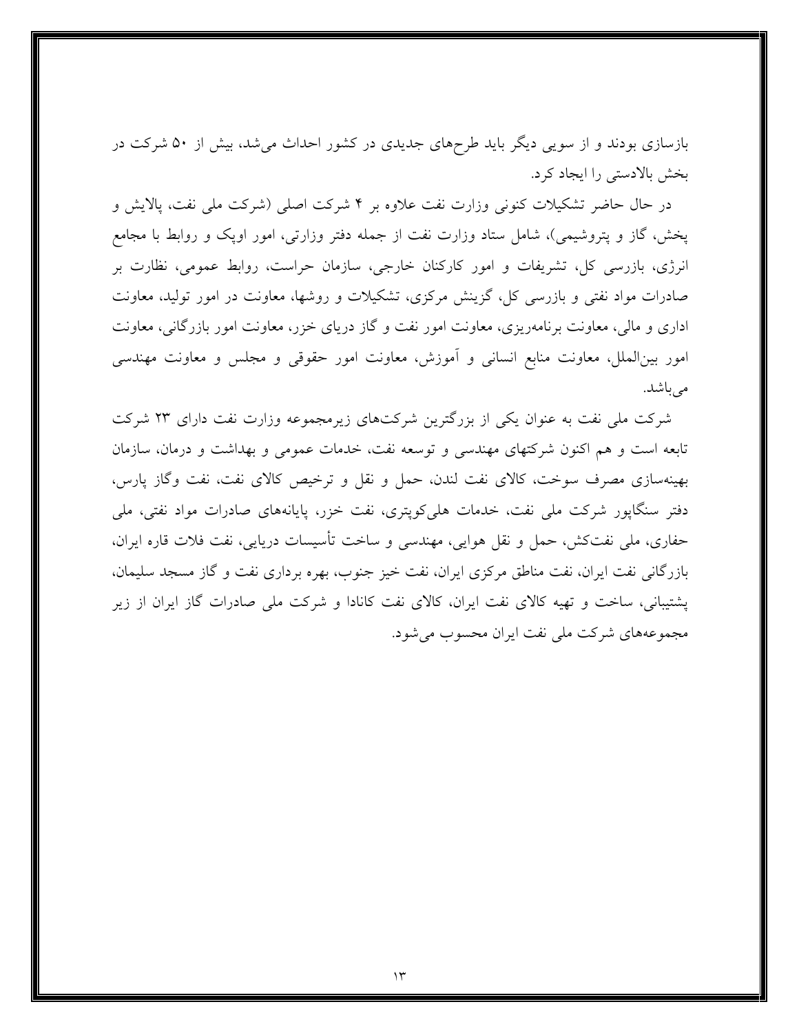بازسازی بودند و از سویی دیگر باید طرح‌های جدیدی در کشور احداث می‌شد، بیش از ۵۰ شرکت در بخش بالادستی را ایجاد کرد.

در حال حاضر تشکیلات کنونی وزارت نفت علاوه بر ۴ شرکت اصلی (شرکت ملی نفت، پالایش و پخش، گاز و پتروشیمی)، شامل ستاد وزارت نفت از جمله دفتر وزارتی، امور اوپک و روابط با مجامع انرژی، بازرسی کل، تشریفات و امور کارکنان خارجی، سازمان حراست، روابط عمومی، نظارت بر صادرات مواد نفتی و بازرسی کل، گزینش مرکزی، تشکیلات و روشها، معاونت در امور تولید، معاونت اداری و مالی، معاونت برنامه‌ریزی، معاونت امور نفت و گاز دریای خزر، معاونت امور بازرگانی، معاونت امور بین‌الملل، معاونت منابع انسانی و آموزش، معاونت امور حقوقی و مجلس و معاونت مهندسی می‌باشد.

شرکت ملی نفت به عنوان یکی از بزرگترین شرکت‌های زیرمجموعه وزارت نفت دارای ۲۳ شرکت تابعه است و هم اکنون شرکتهای مهندسی و توسعه نفت، خدمات عمومی و بهداشت و درمان، سازمان بهینه‌سازی مصرف سوخت، کالای نفت لندن، حمل و نقل و ترخیص کالای نفت، نفت وگاز پارس، دفتر سنگاپور شرکت ملی نفت، خدمات هلی‌کوپتری، نفت خزر، پایانه‌های صادرات مواد نفتی، ملی حفاری، ملی نفت‌کش، حمل و نقل هوایی، مهندسی و ساخت تأسیسات دریایی، نفت فلات قاره ایران، بازرگانی نفت ایران، نفت مناطق مرکزی ایران، نفت خیز جنوب، بهره برداری نفت و گاز مسجد سلیمان، پشتیبانی، ساخت و تهیه کالای نفت ایران، کالای نفت کانادا و شرکت ملی صادرات گاز ایران از زیر مجموعه‌های شرکت ملی نفت ایران محسوب می‌شود.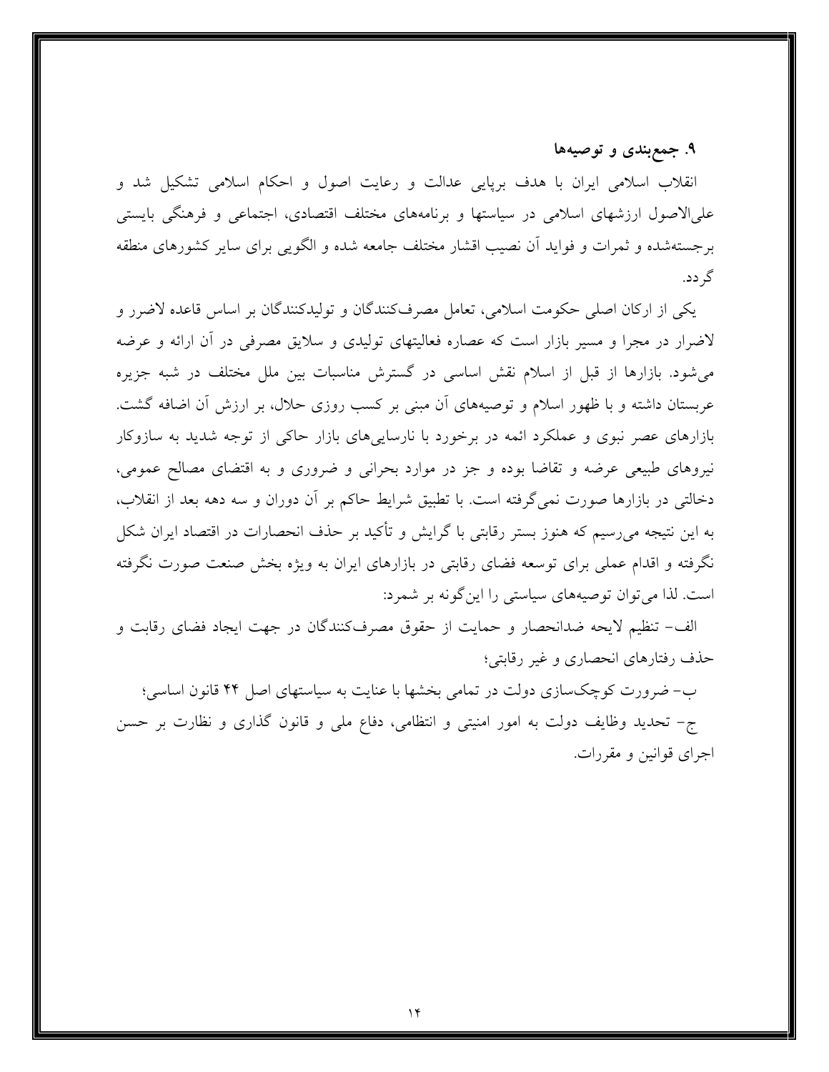## ۹. جمع‌بندی و توصیه‌ها

انقلاب اسلامی ایران با هدف برپایی عدالت و رعایت اصول و احکام اسلامی تشکیل شد و علی‌الاصول ارزشهای اسلامی در سیاستها و برنامه‌های مختلف اقتصادی، اجتماعی و فرهنگی بایستی برجسته‌شده و ثمرات و فواید آن نصیب اقشار مختلف جامعه شده و الگویی برای سایر کشورهای منطقه گردد.

یکی از ارکان اصلی حکومت اسلامی، تعامل مصرف‌کنندگان و تولیدکنندگان بر اساس قاعده لاضرر و لاضرار در مجرا و مسیر بازار است که عصاره فعالیتهای تولیدی و سلایق مصرفی در آن ارائه و عرضه می‌شود. بازارها از قبل از اسلام نقش اساسی در گسترش مناسبات بین ملل مختلف در شبه جزیره عربستان داشته و با ظهور اسلام و توصیه‌های آن مبنی بر کسب روزی حلال، بر ارزش آن اضافه گشت. بازارهای عصر نبوی و عملکرد ائمه در برخورد با نارسایی‌های بازار حاکی از توجه شدید به سازوکار نیروهای طبیعی عرضه و تقاضا بوده و جز در موارد بحرانی و ضروری و به اقتضای مصالح عمومی، دخالتی در بازارها صورت نمی‌گرفته است. با تطبیق شرایط حاکم بر آن دوران و سه دهه بعد از انقلاب، به این نتیجه می‌رسیم که هنوز بستر رقابتی با گرایش و تأکید بر حذف انحصارات در اقتصاد ایران شکل نگرفته و اقدام عملی برای توسعه فضای رقابتی در بازارهای ایران به ویژه بخش صنعت صورت نگرفته است. لذا می‌توان توصیه‌های سیاستی را این‌گونه بر شمرد:

الف– تنظیم لایحه ضدانحصار و حمایت از حقوق مصرف‌کنندگان در جهت ایجاد فضای رقابت و حذف رفتارهای انحصاری و غیر رقابتی؛

ب– ضرورت کوچک‌سازی دولت در تمامی بخشها با عنایت به سیاستهای اصل ۴۴ قانون اساسی؛

ج– تحدید وظایف دولت به امور امنیتی و انتظامی، دفاع ملی و قانون گذاری و نظارت بر حسن اجرای قوانین و مقررات.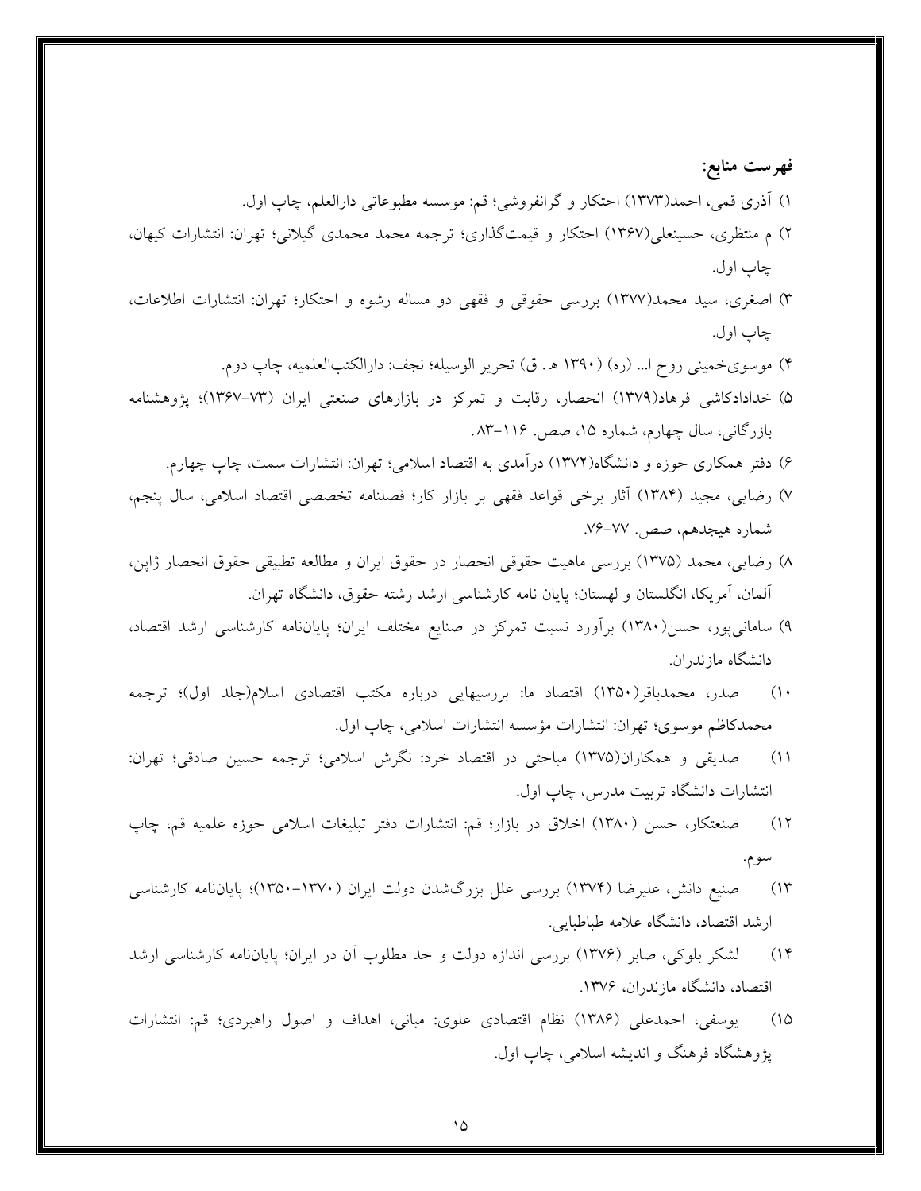**فهرست منابع:**

۱) آذری قمی، احمد(۱۳۷۳) احتکار و گرانفروشی؛ قم: موسسه مطبوعاتی دارالعلم، چاپ اول.

۲) م منتظری، حسینعلی(۱۳۶۷) احتکار و قیمت‌گذاری؛ ترجمه محمد محمدی گیلانی؛ تهران: انتشارات کیهان، چاپ اول.

۳) اصغری، سید محمد(۱۳۷۷) بررسی حقوقی و فقهی دو مساله رشوه و احتکار؛ تهران: انتشارات اطلاعات، چاپ اول.

۴) موسوی‌خمینی روح ا... (ره) (۱۳۹۰ هـ . ق) تحریر الوسیله؛ نجف: دارالکتب‌العلمیه، چاپ دوم.

۵) خدادادکاشی فرهاد(۱۳۷۹) انحصار، رقابت و تمرکز در بازارهای صنعتی ایران (۷۳-۱۳۶۷)؛ پژوهشنامه بازرگانی، سال چهارم، شماره ۱۵، صص. ۱۱۶-۸۳.

۶) دفتر همکاری حوزه و دانشگاه(۱۳۷۲) درآمدی به اقتصاد اسلامی؛ تهران: انتشارات سمت، چاپ چهارم.

۷) رضایی، مجید (۱۳۸۴) آثار برخی قواعد فقهی بر بازار کار؛ فصلنامه تخصصی اقتصاد اسلامی، سال پنجم، شماره هیجدهم، صص. ۷۷-۷۶.

۸) رضایی، محمد (۱۳۷۵) بررسی ماهیت حقوقی انحصار در حقوق ایران و مطالعه تطبیقی حقوق انحصار ژاپن، آلمان، آمریکا، انگلستان و لهستان؛ پایان نامه کارشناسی ارشد رشته حقوق، دانشگاه تهران.

۹) سامانی‌پور، حسن(۱۳۸۰) برآورد نسبت تمرکز در صنایع مختلف ایران؛ پایان‌نامه کارشناسی ارشد اقتصاد، دانشگاه مازندران.

۱۰) صدر، محمدباقر(۱۳۵۰) اقتصاد ما: بررسیهایی درباره مکتب اقتصادی اسلام(جلد اول)؛ ترجمه محمدکاظم موسوی؛ تهران: انتشارات مؤسسه انتشارات اسلامی، چاپ اول.

۱۱) صدیقی و همکاران(۱۳۷۵) مباحثی در اقتصاد خرد: نگرش اسلامی؛ ترجمه حسین صادقی؛ تهران: انتشارات دانشگاه تربیت مدرس، چاپ اول.

۱۲) صنعتکار، حسن (۱۳۸۰) اخلاق در بازار؛ قم: انتشارات دفتر تبلیغات اسلامی حوزه علمیه قم، چاپ سوم.

۱۳) صنیع دانش، علیرضا (۱۳۷۴) بررسی علل بزرگ‌شدن دولت ایران (۱۳۷۰-۱۳۵۰)؛ پایان‌نامه کارشناسی ارشد اقتصاد، دانشگاه علامه طباطبایی.

۱۴) لشکر بلوکی، صابر (۱۳۷۶) بررسی اندازه دولت و حد مطلوب آن در ایران؛ پایان‌نامه کارشناسی ارشد اقتصاد، دانشگاه مازندران، ۱۳۷۶.

۱۵) یوسفی، احمدعلی (۱۳۸۶) نظام اقتصادی علوی: مبانی، اهداف و اصول راهبردی؛ قم: انتشارات پژوهشگاه فرهنگ و اندیشه اسلامی، چاپ اول.